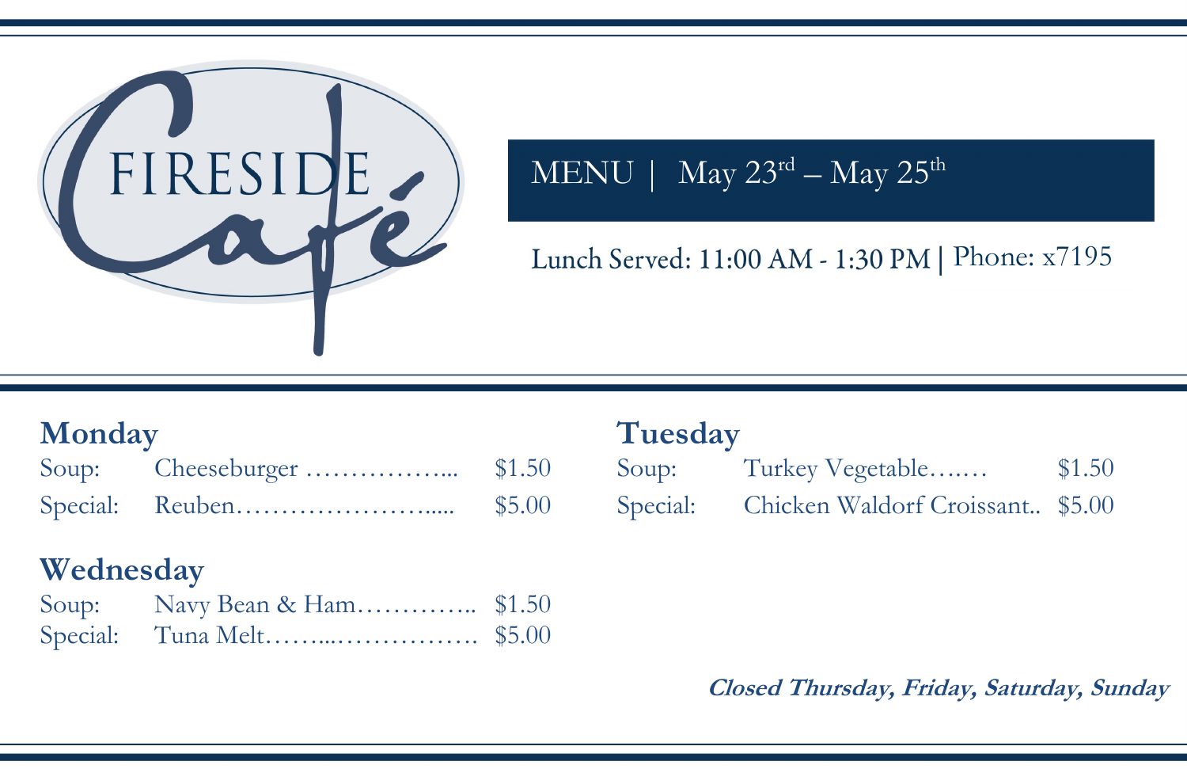# FIRESIDE Café

MENU | May 23rd – May 25th

Lunch Served: 11:00 AM - 1:30 PM | Phone: x7195

## Monday

| | | |
|---|---|---|
| Soup: | Cheeseburger ……………... | $1.50 |
| Special: | Reuben………………….…. | $5.00 |

## Tuesday

| | | |
|---|---|---|
| Soup: | Turkey Vegetable….… | $1.50 |
| Special: | Chicken Waldorf Croissant.. | $5.00 |

## Wednesday

| | | |
|---|---|---|
| Soup: | Navy Bean & Ham………….. | $1.50 |
| Special: | Tuna Melt……...……………. | $5.00 |

***Closed Thursday, Friday, Saturday, Sunday***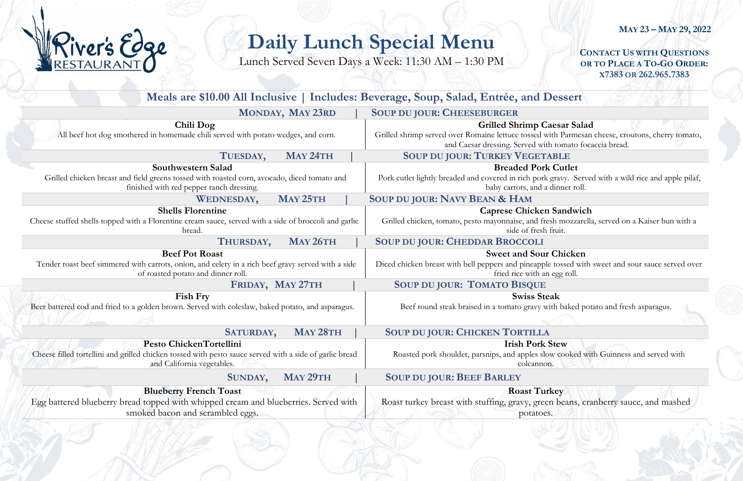River's Edge RESTAURANT

# Daily Lunch Special Menu

Lunch Served Seven Days a Week: 11:30 AM – 1:30 PM

**May 23 – May 29, 2022**

**Contact Us with Questions or to Place a To-Go Order: x7383 or 262.965.7383**

## Meals are $10.00 All Inclusive | Includes: Beverage, Soup, Salad, Entrée, and Dessert

### Monday, May 23rd | Soup du jour: Cheeseburger

**Chili Dog**
All beef hot dog smothered in homemade chili served with potato wedges, and corn.

**Grilled Shrimp Caesar Salad**
Grilled shrimp served over Romaine lettuce tossed with Parmesan cheese, croutons, cherry tomato, and Caesar dressing. Served with tomato focaccia bread.

### Tuesday, May 24th | Soup du jour: Turkey Vegetable

**Southwestern Salad**
Grilled chicken breast and field greens tossed with roasted corn, avocado, diced tomato and finished with red pepper ranch dressing.

**Breaded Pork Cutlet**
Pork cutlet lightly breaded and covered in rich pork gravy. Served with a wild rice and apple pilaf, baby carrots, and a dinner roll.

### Wednesday, May 25th | Soup du jour: Navy Bean & Ham

**Shells Florentine**
Cheese stuffed shells topped with a Florentine cream sauce, served with a side of broccoli and garlic bread.

**Caprese Chicken Sandwich**
Grilled chicken, tomato, pesto mayonnaise, and fresh mozzarella, served on a Kaiser bun with a side of fresh fruit.

### Thursday, May 26th | Soup du jour: Cheddar Broccoli

**Beef Pot Roast**
Tender roast beef simmered with carrots, onion, and celery in a rich beef gravy served with a side of roasted potato and dinner roll.

**Sweet and Sour Chicken**
Diced chicken breast with bell peppers and pineapple tossed with sweet and sour sauce served over fried rice with an egg roll.

### Friday, May 27th | Soup du jour: Tomato Bisque

**Fish Fry**
Beer battered cod and fried to a golden brown. Served with coleslaw, baked potato, and asparagus.

**Swiss Steak**
Beef round steak braised in a tomato gravy with baked potato and fresh asparagus.

### Saturday, May 28th | Soup du jour: Chicken Tortilla

**Pesto ChickenTortellini**
Cheese filled tortellini and grilled chicken tossed with pesto sauce served with a side of garlic bread and California vegetables.

**Irish Pork Stew**
Roasted pork shoulder, parsnips, and apples slow cooked with Guinness and served with colcannon.

### Sunday, May 29th | Soup du jour: Beef Barley

**Blueberry French Toast**
Egg battered blueberry bread topped with whipped cream and blueberries. Served with smoked bacon and scrambled eggs.

**Roast Turkey**
Roast turkey breast with stuffing, gravy, green beans, cranberry sauce, and mashed potatoes.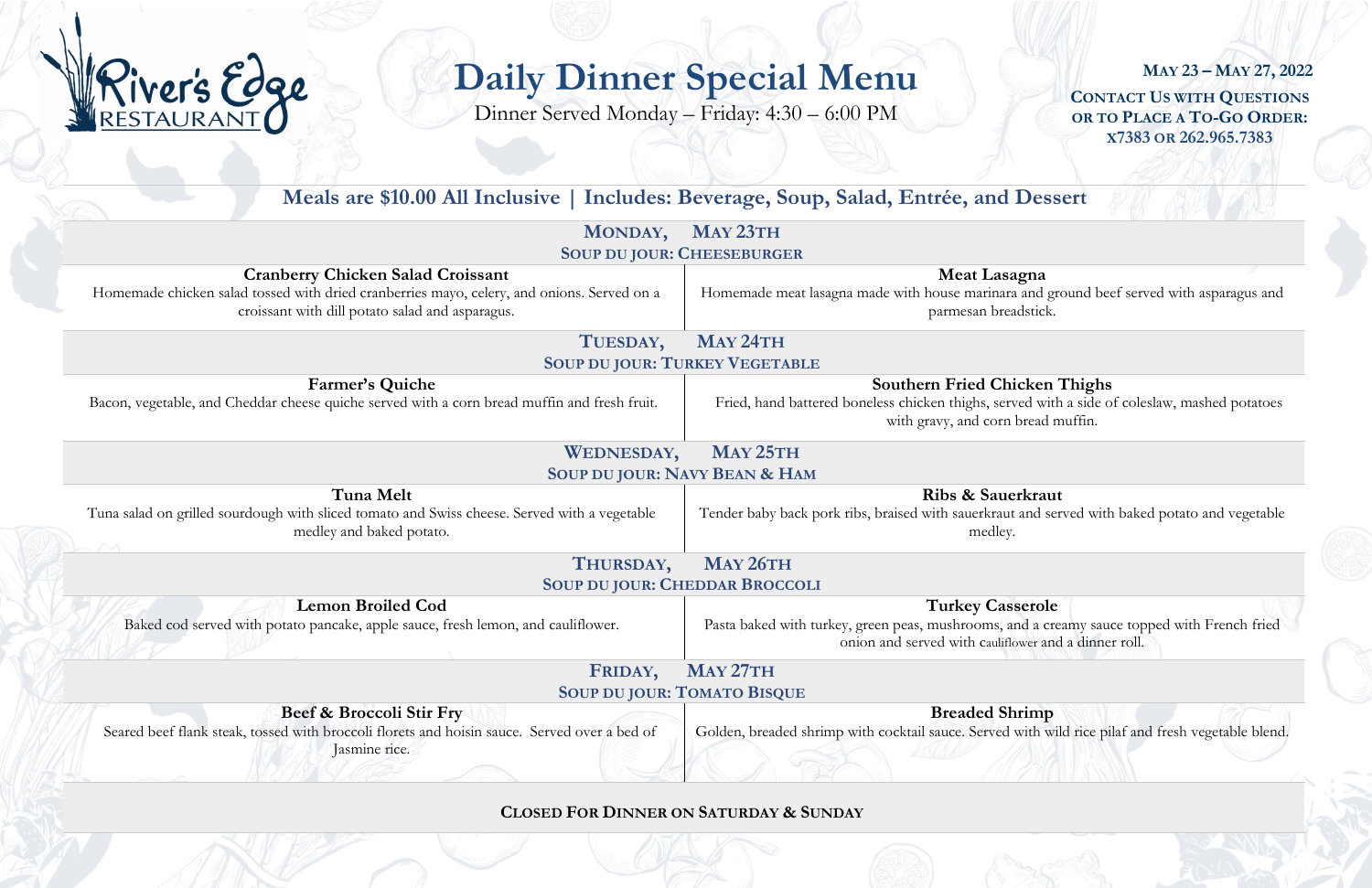River's Edge RESTAURANT

# Daily Dinner Special Menu

Dinner Served Monday – Friday: 4:30 – 6:00 PM

**May 23 – May 27, 2022**

**Contact Us with Questions or to Place a To-Go Order: x7383 or 262.965.7383**

## Meals are $10.00 All Inclusive | Includes: Beverage, Soup, Salad, Entrée, and Dessert

### Monday, May 23th
**Soup du Jour: Cheeseburger**

**Cranberry Chicken Salad Croissant**
Homemade chicken salad tossed with dried cranberries mayo, celery, and onions. Served on a croissant with dill potato salad and asparagus.

**Meat Lasagna**
Homemade meat lasagna made with house marinara and ground beef served with asparagus and parmesan breadstick.

### Tuesday, May 24th
**Soup du Jour: Turkey Vegetable**

**Farmer's Quiche**
Bacon, vegetable, and Cheddar cheese quiche served with a corn bread muffin and fresh fruit.

**Southern Fried Chicken Thighs**
Fried, hand battered boneless chicken thighs, served with a side of coleslaw, mashed potatoes with gravy, and corn bread muffin.

### Wednesday, May 25th
**Soup du Jour: Navy Bean & Ham**

**Tuna Melt**
Tuna salad on grilled sourdough with sliced tomato and Swiss cheese. Served with a vegetable medley and baked potato.

**Ribs & Sauerkraut**
Tender baby back pork ribs, braised with sauerkraut and served with baked potato and vegetable medley.

### Thursday, May 26th
**Soup du Jour: Cheddar Broccoli**

**Lemon Broiled Cod**
Baked cod served with potato pancake, apple sauce, fresh lemon, and cauliflower.

**Turkey Casserole**
Pasta baked with turkey, green peas, mushrooms, and a creamy sauce topped with French fried onion and served with cauliflower and a dinner roll.

### Friday, May 27th
**Soup du Jour: Tomato Bisque**

**Beef & Broccoli Stir Fry**
Seared beef flank steak, tossed with broccoli florets and hoisin sauce. Served over a bed of Jasmine rice.

**Breaded Shrimp**
Golden, breaded shrimp with cocktail sauce. Served with wild rice pilaf and fresh vegetable blend.

**Closed For Dinner on Saturday & Sunday**